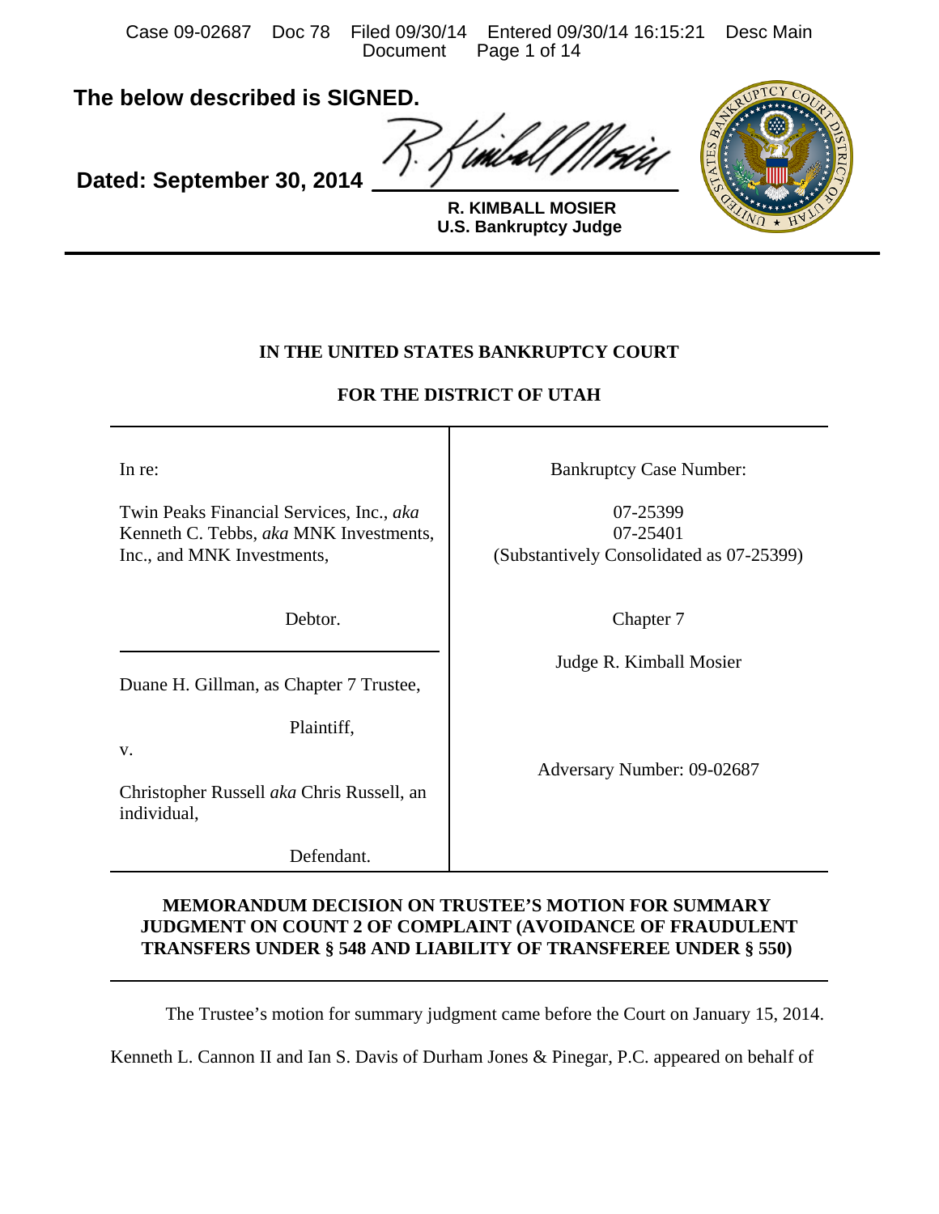**The below described is SIGNED.**

**Dated: September 30, 2014**

**R. KIMBALL MOSIER**
**U.S. Bankruptcy Judge**

**IN THE UNITED STATES BANKRUPTCY COURT**

**FOR THE DISTRICT OF UTAH**

| | |
|---|---|
| In re:<br><br>Twin Peaks Financial Services, Inc., *aka* Kenneth C. Tebbs, *aka* MNK Investments, Inc., and MNK Investments,<br><br>Debtor. | Bankruptcy Case Number:<br><br>07-25399<br>07-25401<br>(Substantively Consolidated as 07-25399)<br><br>Chapter 7 |
| Duane H. Gillman, as Chapter 7 Trustee,<br><br>Plaintiff,<br><br>v.<br><br>Christopher Russell *aka* Chris Russell, an individual,<br><br>Defendant. | Judge R. Kimball Mosier<br><br>Adversary Number: 09-02687 |

**MEMORANDUM DECISION ON TRUSTEE'S MOTION FOR SUMMARY JUDGMENT ON COUNT 2 OF COMPLAINT (AVOIDANCE OF FRAUDULENT TRANSFERS UNDER § 548 AND LIABILITY OF TRANSFEREE UNDER § 550)**

The Trustee's motion for summary judgment came before the Court on January 15, 2014. Kenneth L. Cannon II and Ian S. Davis of Durham Jones & Pinegar, P.C. appeared on behalf of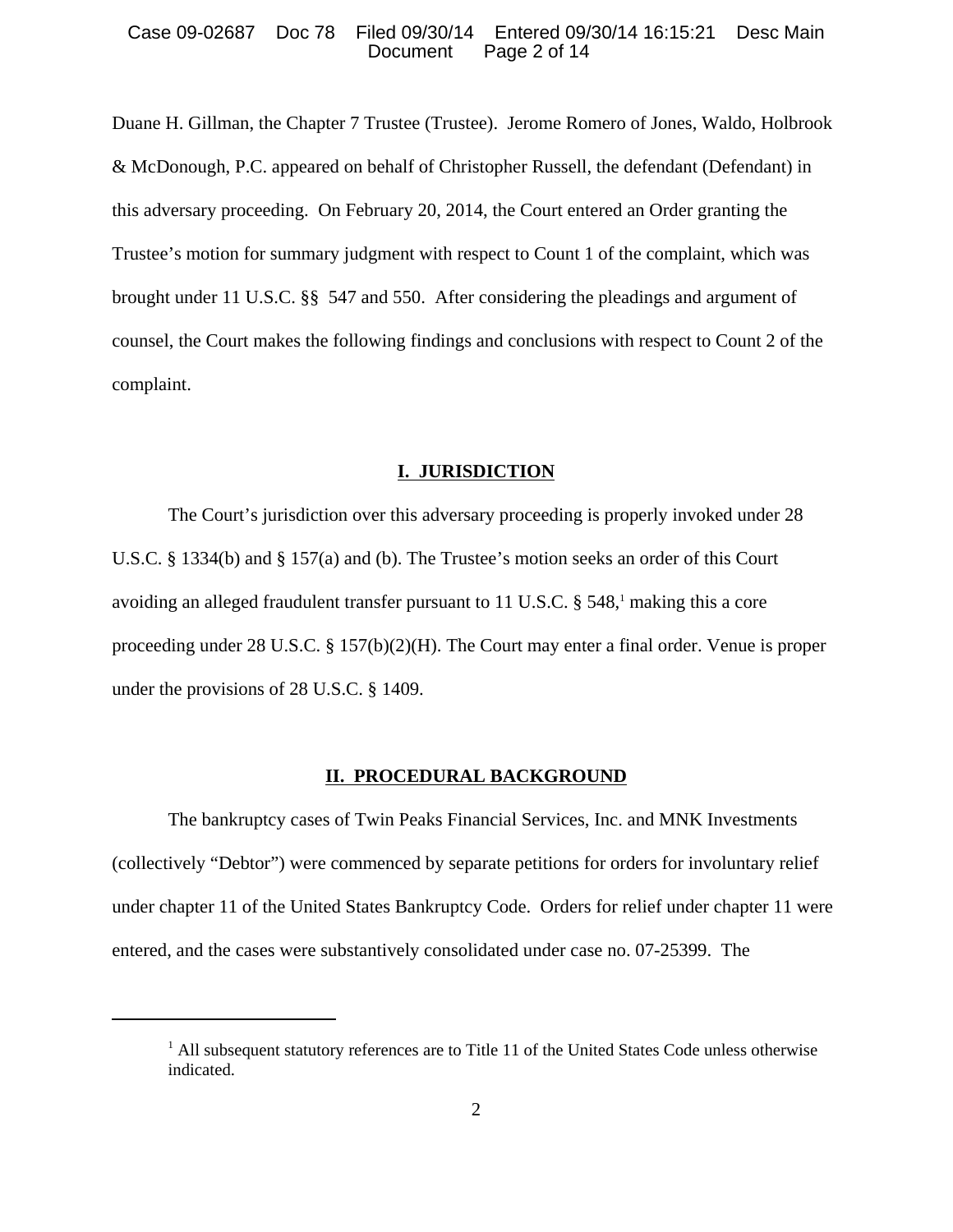Duane H. Gillman, the Chapter 7 Trustee (Trustee). Jerome Romero of Jones, Waldo, Holbrook & McDonough, P.C. appeared on behalf of Christopher Russell, the defendant (Defendant) in this adversary proceeding. On February 20, 2014, the Court entered an Order granting the Trustee's motion for summary judgment with respect to Count 1 of the complaint, which was brought under 11 U.S.C. §§ 547 and 550. After considering the pleadings and argument of counsel, the Court makes the following findings and conclusions with respect to Count 2 of the complaint.

## I. JURISDICTION

The Court's jurisdiction over this adversary proceeding is properly invoked under 28 U.S.C. § 1334(b) and § 157(a) and (b). The Trustee's motion seeks an order of this Court avoiding an alleged fraudulent transfer pursuant to 11 U.S.C. § 548,[1] making this a core proceeding under 28 U.S.C. § 157(b)(2)(H). The Court may enter a final order. Venue is proper under the provisions of 28 U.S.C. § 1409.

## II. PROCEDURAL BACKGROUND

The bankruptcy cases of Twin Peaks Financial Services, Inc. and MNK Investments (collectively "Debtor") were commenced by separate petitions for orders for involuntary relief under chapter 11 of the United States Bankruptcy Code. Orders for relief under chapter 11 were entered, and the cases were substantively consolidated under case no. 07-25399. The

---

[1] All subsequent statutory references are to Title 11 of the United States Code unless otherwise indicated.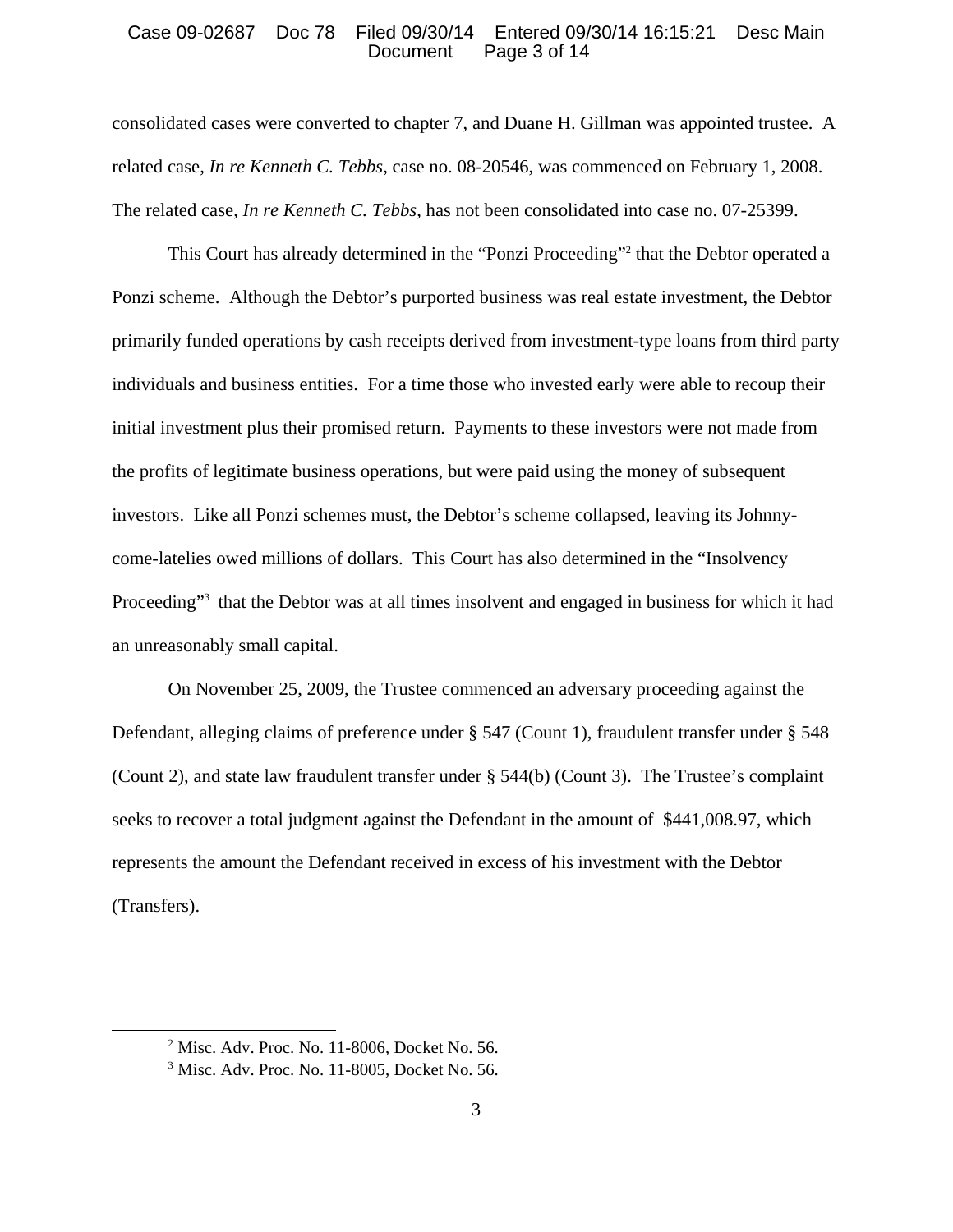consolidated cases were converted to chapter 7, and Duane H. Gillman was appointed trustee. A related case, *In re Kenneth C. Tebbs*, case no. 08-20546, was commenced on February 1, 2008. The related case, *In re Kenneth C. Tebbs*, has not been consolidated into case no. 07-25399.

This Court has already determined in the "Ponzi Proceeding"[2] that the Debtor operated a Ponzi scheme. Although the Debtor's purported business was real estate investment, the Debtor primarily funded operations by cash receipts derived from investment-type loans from third party individuals and business entities. For a time those who invested early were able to recoup their initial investment plus their promised return. Payments to these investors were not made from the profits of legitimate business operations, but were paid using the money of subsequent investors. Like all Ponzi schemes must, the Debtor's scheme collapsed, leaving its Johnny-come-latelies owed millions of dollars. This Court has also determined in the "Insolvency Proceeding"[3] that the Debtor was at all times insolvent and engaged in business for which it had an unreasonably small capital.

On November 25, 2009, the Trustee commenced an adversary proceeding against the Defendant, alleging claims of preference under § 547 (Count 1), fraudulent transfer under § 548 (Count 2), and state law fraudulent transfer under § 544(b) (Count 3). The Trustee's complaint seeks to recover a total judgment against the Defendant in the amount of $441,008.97, which represents the amount the Defendant received in excess of his investment with the Debtor (Transfers).

[2] Misc. Adv. Proc. No. 11-8006, Docket No. 56.

[3] Misc. Adv. Proc. No. 11-8005, Docket No. 56.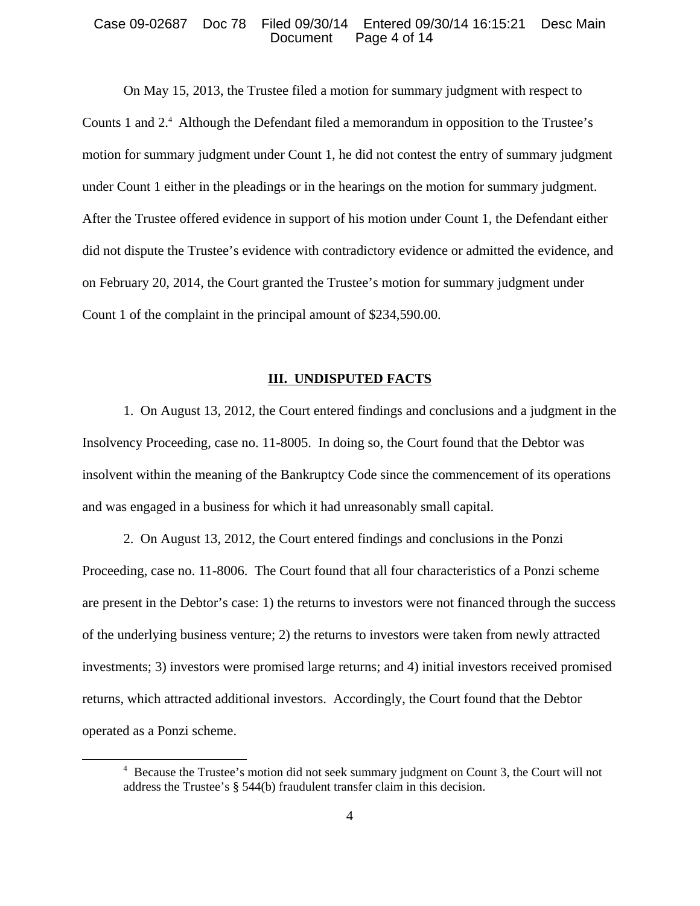On May 15, 2013, the Trustee filed a motion for summary judgment with respect to Counts 1 and 2.[4] Although the Defendant filed a memorandum in opposition to the Trustee's motion for summary judgment under Count 1, he did not contest the entry of summary judgment under Count 1 either in the pleadings or in the hearings on the motion for summary judgment. After the Trustee offered evidence in support of his motion under Count 1, the Defendant either did not dispute the Trustee's evidence with contradictory evidence or admitted the evidence, and on February 20, 2014, the Court granted the Trustee's motion for summary judgment under Count 1 of the complaint in the principal amount of $234,590.00.

## III. UNDISPUTED FACTS

1. On August 13, 2012, the Court entered findings and conclusions and a judgment in the Insolvency Proceeding, case no. 11-8005. In doing so, the Court found that the Debtor was insolvent within the meaning of the Bankruptcy Code since the commencement of its operations and was engaged in a business for which it had unreasonably small capital.

2. On August 13, 2012, the Court entered findings and conclusions in the Ponzi Proceeding, case no. 11-8006. The Court found that all four characteristics of a Ponzi scheme are present in the Debtor's case: 1) the returns to investors were not financed through the success of the underlying business venture; 2) the returns to investors were taken from newly attracted investments; 3) investors were promised large returns; and 4) initial investors received promised returns, which attracted additional investors. Accordingly, the Court found that the Debtor operated as a Ponzi scheme.

[4] Because the Trustee's motion did not seek summary judgment on Count 3, the Court will not address the Trustee's § 544(b) fraudulent transfer claim in this decision.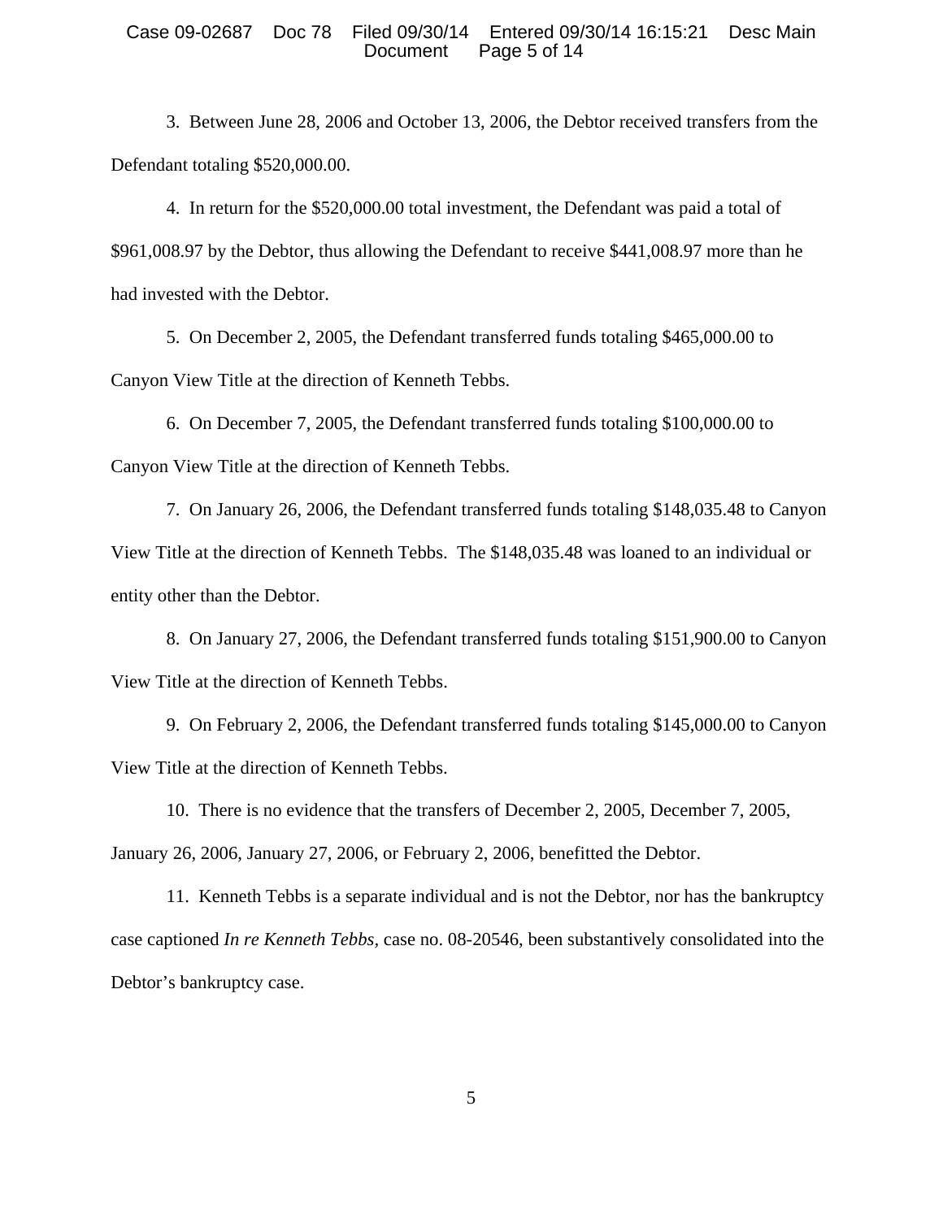3. Between June 28, 2006 and October 13, 2006, the Debtor received transfers from the Defendant totaling $520,000.00.

4. In return for the $520,000.00 total investment, the Defendant was paid a total of $961,008.97 by the Debtor, thus allowing the Defendant to receive $441,008.97 more than he had invested with the Debtor.

5. On December 2, 2005, the Defendant transferred funds totaling $465,000.00 to Canyon View Title at the direction of Kenneth Tebbs.

6. On December 7, 2005, the Defendant transferred funds totaling $100,000.00 to Canyon View Title at the direction of Kenneth Tebbs.

7. On January 26, 2006, the Defendant transferred funds totaling $148,035.48 to Canyon View Title at the direction of Kenneth Tebbs. The $148,035.48 was loaned to an individual or entity other than the Debtor.

8. On January 27, 2006, the Defendant transferred funds totaling $151,900.00 to Canyon View Title at the direction of Kenneth Tebbs.

9. On February 2, 2006, the Defendant transferred funds totaling $145,000.00 to Canyon View Title at the direction of Kenneth Tebbs.

10. There is no evidence that the transfers of December 2, 2005, December 7, 2005, January 26, 2006, January 27, 2006, or February 2, 2006, benefitted the Debtor.

11. Kenneth Tebbs is a separate individual and is not the Debtor, nor has the bankruptcy case captioned *In re Kenneth Tebbs*, case no. 08-20546, been substantively consolidated into the Debtor's bankruptcy case.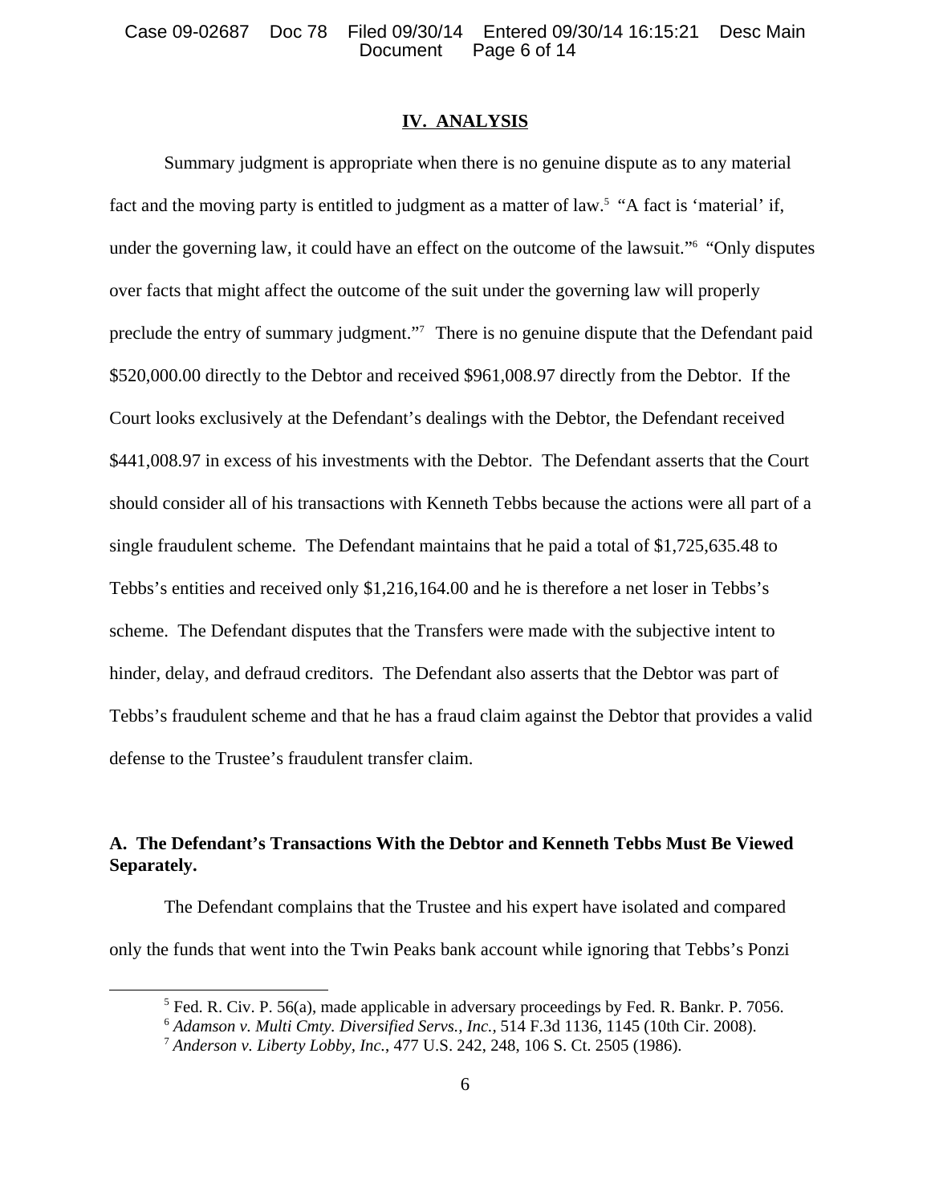## IV. ANALYSIS

Summary judgment is appropriate when there is no genuine dispute as to any material fact and the moving party is entitled to judgment as a matter of law.[5] "A fact is 'material' if, under the governing law, it could have an effect on the outcome of the lawsuit."[6] "Only disputes over facts that might affect the outcome of the suit under the governing law will properly preclude the entry of summary judgment."[7] There is no genuine dispute that the Defendant paid \$520,000.00 directly to the Debtor and received \$961,008.97 directly from the Debtor. If the Court looks exclusively at the Defendant's dealings with the Debtor, the Defendant received \$441,008.97 in excess of his investments with the Debtor. The Defendant asserts that the Court should consider all of his transactions with Kenneth Tebbs because the actions were all part of a single fraudulent scheme. The Defendant maintains that he paid a total of \$1,725,635.48 to Tebbs's entities and received only \$1,216,164.00 and he is therefore a net loser in Tebbs's scheme. The Defendant disputes that the Transfers were made with the subjective intent to hinder, delay, and defraud creditors. The Defendant also asserts that the Debtor was part of Tebbs's fraudulent scheme and that he has a fraud claim against the Debtor that provides a valid defense to the Trustee's fraudulent transfer claim.

### A. The Defendant's Transactions With the Debtor and Kenneth Tebbs Must Be Viewed Separately.

The Defendant complains that the Trustee and his expert have isolated and compared only the funds that went into the Twin Peaks bank account while ignoring that Tebbs's Ponzi

[5] Fed. R. Civ. P. 56(a), made applicable in adversary proceedings by Fed. R. Bankr. P. 7056.

[6] *Adamson v. Multi Cmty. Diversified Servs., Inc.*, 514 F.3d 1136, 1145 (10th Cir. 2008).

[7] *Anderson v. Liberty Lobby, Inc.*, 477 U.S. 242, 248, 106 S. Ct. 2505 (1986).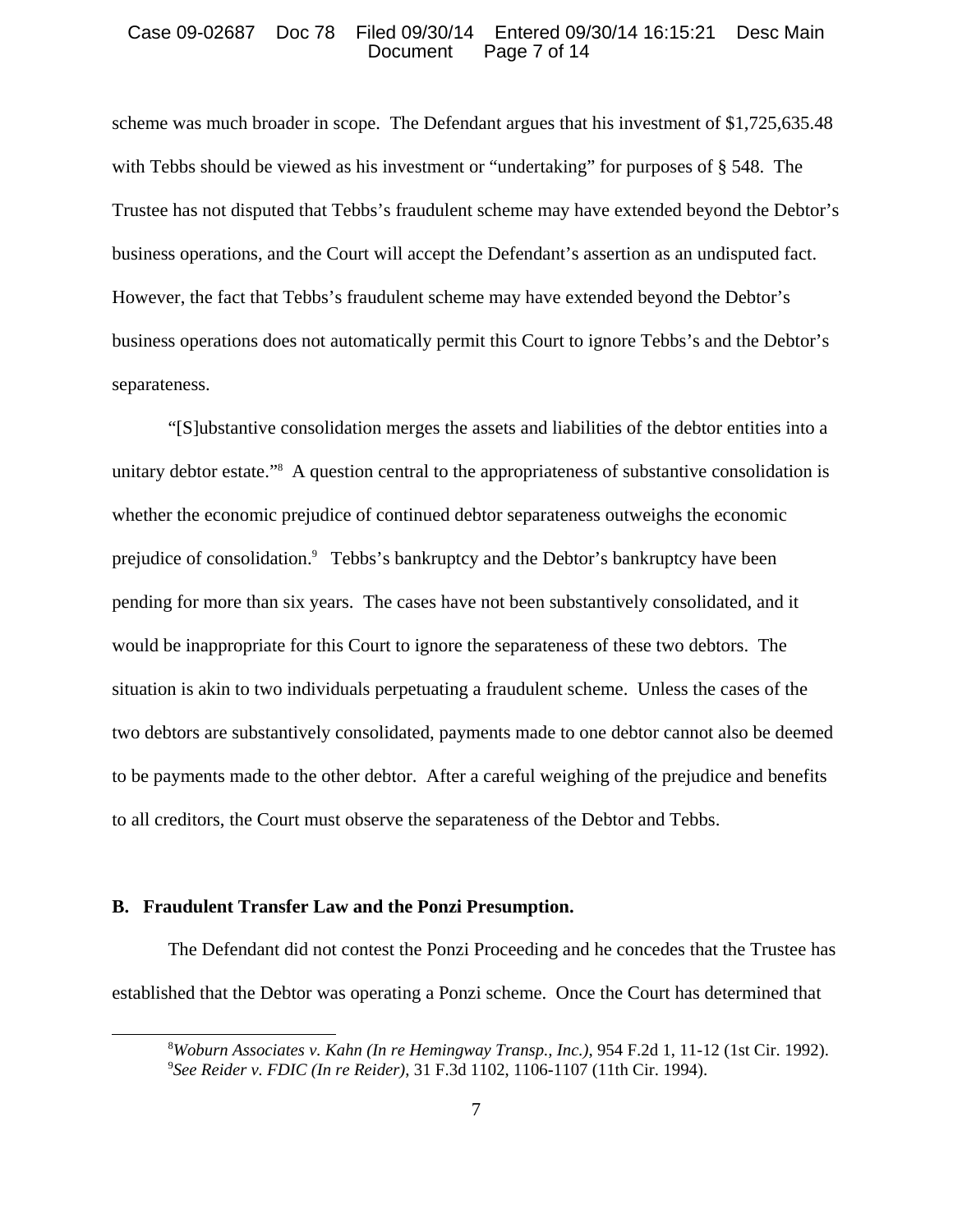scheme was much broader in scope. The Defendant argues that his investment of $1,725,635.48 with Tebbs should be viewed as his investment or "undertaking" for purposes of § 548. The Trustee has not disputed that Tebbs's fraudulent scheme may have extended beyond the Debtor's business operations, and the Court will accept the Defendant's assertion as an undisputed fact. However, the fact that Tebbs's fraudulent scheme may have extended beyond the Debtor's business operations does not automatically permit this Court to ignore Tebbs's and the Debtor's separateness.

"[S]ubstantive consolidation merges the assets and liabilities of the debtor entities into a unitary debtor estate."[8] A question central to the appropriateness of substantive consolidation is whether the economic prejudice of continued debtor separateness outweighs the economic prejudice of consolidation.[9] Tebbs's bankruptcy and the Debtor's bankruptcy have been pending for more than six years. The cases have not been substantively consolidated, and it would be inappropriate for this Court to ignore the separateness of these two debtors. The situation is akin to two individuals perpetuating a fraudulent scheme. Unless the cases of the two debtors are substantively consolidated, payments made to one debtor cannot also be deemed to be payments made to the other debtor. After a careful weighing of the prejudice and benefits to all creditors, the Court must observe the separateness of the Debtor and Tebbs.

## B. Fraudulent Transfer Law and the Ponzi Presumption.

The Defendant did not contest the Ponzi Proceeding and he concedes that the Trustee has established that the Debtor was operating a Ponzi scheme. Once the Court has determined that

---

[8] *Woburn Associates v. Kahn (In re Hemingway Transp., Inc.)*, 954 F.2d 1, 11-12 (1st Cir. 1992).
[9] *See Reider v. FDIC (In re Reider)*, 31 F.3d 1102, 1106-1107 (11th Cir. 1994).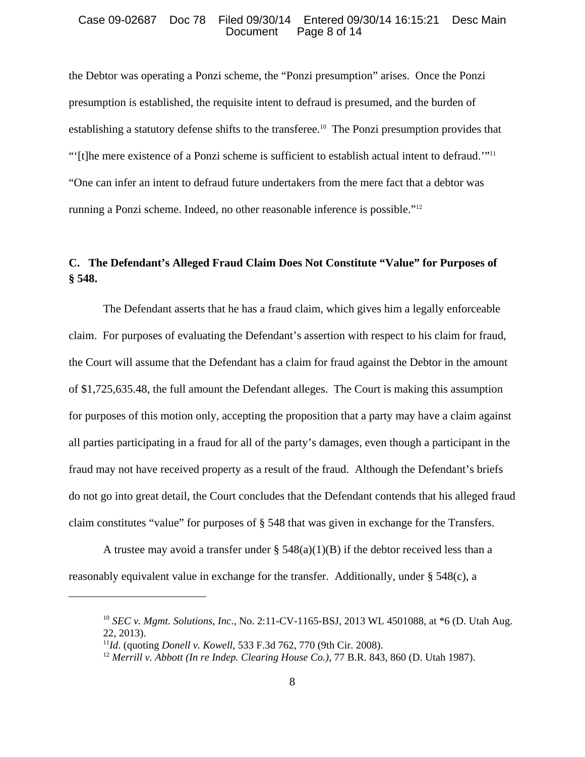the Debtor was operating a Ponzi scheme, the "Ponzi presumption" arises. Once the Ponzi presumption is established, the requisite intent to defraud is presumed, and the burden of establishing a statutory defense shifts to the transferee.[10] The Ponzi presumption provides that "'[t]he mere existence of a Ponzi scheme is sufficient to establish actual intent to defraud.'"[11] "One can infer an intent to defraud future undertakers from the mere fact that a debtor was running a Ponzi scheme. Indeed, no other reasonable inference is possible."[12]

### C. The Defendant's Alleged Fraud Claim Does Not Constitute "Value" for Purposes of § 548.

The Defendant asserts that he has a fraud claim, which gives him a legally enforceable claim. For purposes of evaluating the Defendant's assertion with respect to his claim for fraud, the Court will assume that the Defendant has a claim for fraud against the Debtor in the amount of $1,725,635.48, the full amount the Defendant alleges. The Court is making this assumption for purposes of this motion only, accepting the proposition that a party may have a claim against all parties participating in a fraud for all of the party's damages, even though a participant in the fraud may not have received property as a result of the fraud. Although the Defendant's briefs do not go into great detail, the Court concludes that the Defendant contends that his alleged fraud claim constitutes "value" for purposes of § 548 that was given in exchange for the Transfers.

A trustee may avoid a transfer under § 548(a)(1)(B) if the debtor received less than a reasonably equivalent value in exchange for the transfer. Additionally, under § 548(c), a

---

[10] *SEC v. Mgmt. Solutions, Inc*., No. 2:11-CV-1165-BSJ, 2013 WL 4501088, at *6 (D. Utah Aug. 22, 2013).

[11] *Id*. (quoting *Donell v. Kowell*, 533 F.3d 762, 770 (9th Cir. 2008).

[12] *Merrill v. Abbott (In re Indep. Clearing House Co.)*, 77 B.R. 843, 860 (D. Utah 1987).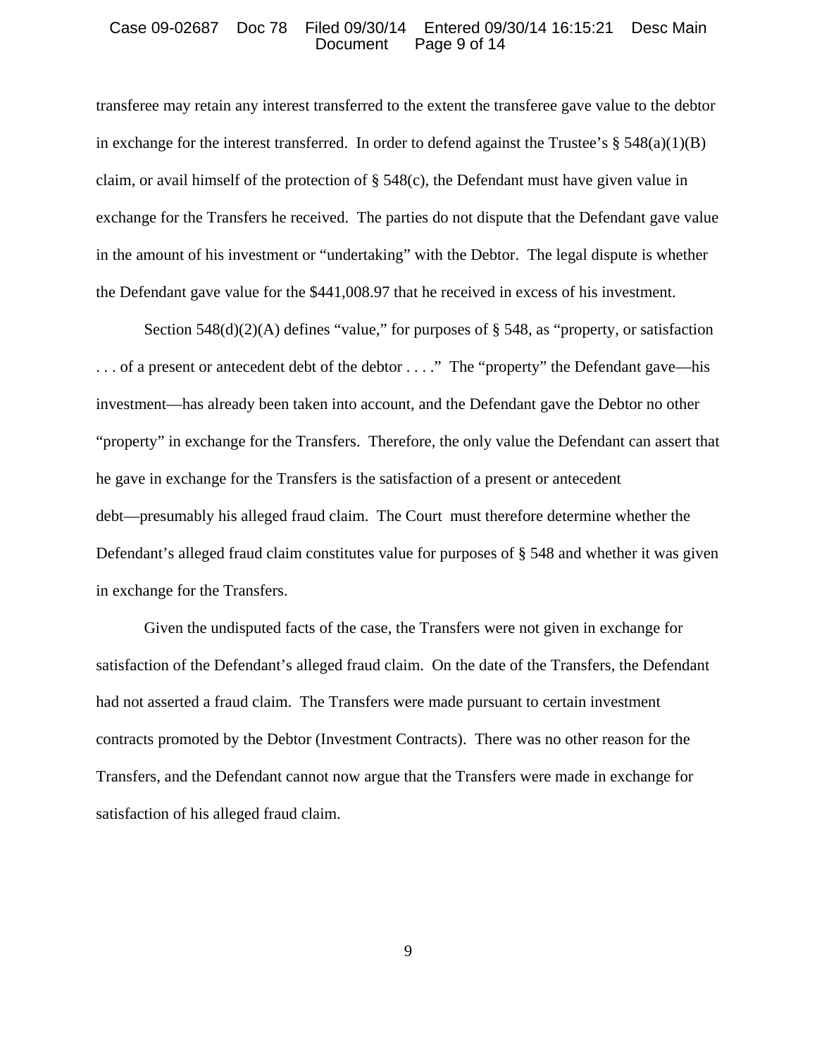transferee may retain any interest transferred to the extent the transferee gave value to the debtor in exchange for the interest transferred. In order to defend against the Trustee's § 548(a)(1)(B) claim, or avail himself of the protection of § 548(c), the Defendant must have given value in exchange for the Transfers he received. The parties do not dispute that the Defendant gave value in the amount of his investment or "undertaking" with the Debtor. The legal dispute is whether the Defendant gave value for the $441,008.97 that he received in excess of his investment.

Section 548(d)(2)(A) defines "value," for purposes of § 548, as "property, or satisfaction . . . of a present or antecedent debt of the debtor . . . ." The "property" the Defendant gave—his investment—has already been taken into account, and the Defendant gave the Debtor no other "property" in exchange for the Transfers. Therefore, the only value the Defendant can assert that he gave in exchange for the Transfers is the satisfaction of a present or antecedent debt—presumably his alleged fraud claim. The Court must therefore determine whether the Defendant's alleged fraud claim constitutes value for purposes of § 548 and whether it was given in exchange for the Transfers.

Given the undisputed facts of the case, the Transfers were not given in exchange for satisfaction of the Defendant's alleged fraud claim. On the date of the Transfers, the Defendant had not asserted a fraud claim. The Transfers were made pursuant to certain investment contracts promoted by the Debtor (Investment Contracts). There was no other reason for the Transfers, and the Defendant cannot now argue that the Transfers were made in exchange for satisfaction of his alleged fraud claim.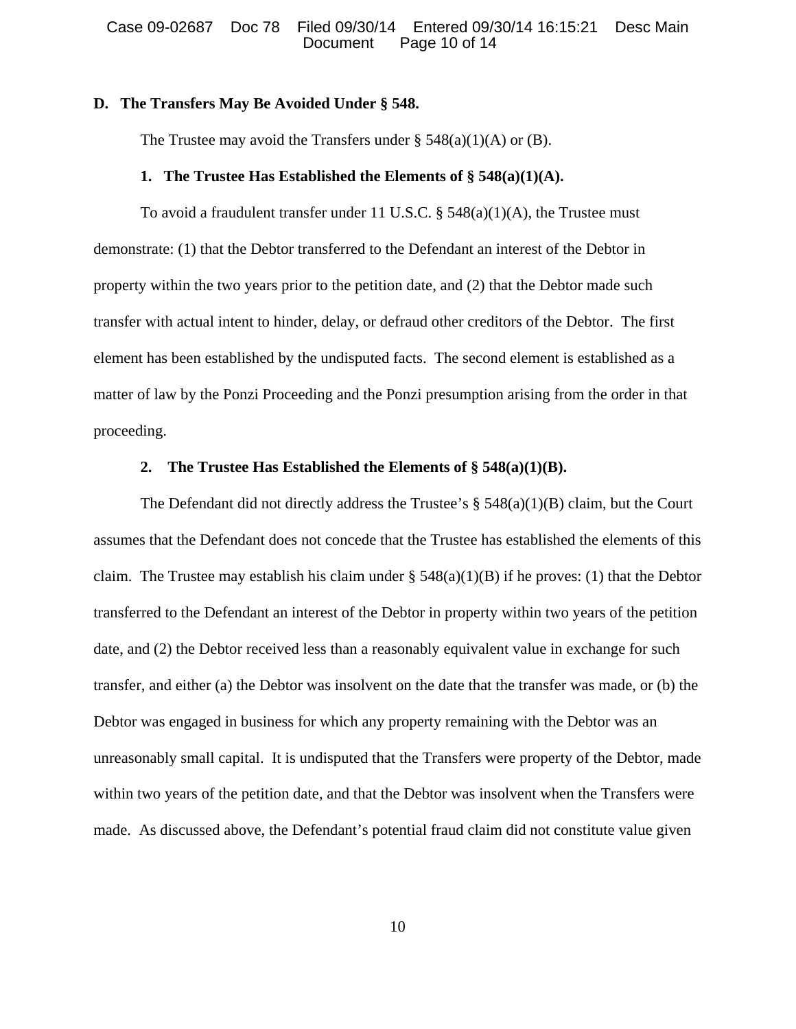### D. The Transfers May Be Avoided Under § 548.

The Trustee may avoid the Transfers under § 548(a)(1)(A) or (B).

#### 1. The Trustee Has Established the Elements of § 548(a)(1)(A).

To avoid a fraudulent transfer under 11 U.S.C. § 548(a)(1)(A), the Trustee must demonstrate: (1) that the Debtor transferred to the Defendant an interest of the Debtor in property within the two years prior to the petition date, and (2) that the Debtor made such transfer with actual intent to hinder, delay, or defraud other creditors of the Debtor. The first element has been established by the undisputed facts. The second element is established as a matter of law by the Ponzi Proceeding and the Ponzi presumption arising from the order in that proceeding.

#### 2. The Trustee Has Established the Elements of § 548(a)(1)(B).

The Defendant did not directly address the Trustee's § 548(a)(1)(B) claim, but the Court assumes that the Defendant does not concede that the Trustee has established the elements of this claim. The Trustee may establish his claim under § 548(a)(1)(B) if he proves: (1) that the Debtor transferred to the Defendant an interest of the Debtor in property within two years of the petition date, and (2) the Debtor received less than a reasonably equivalent value in exchange for such transfer, and either (a) the Debtor was insolvent on the date that the transfer was made, or (b) the Debtor was engaged in business for which any property remaining with the Debtor was an unreasonably small capital. It is undisputed that the Transfers were property of the Debtor, made within two years of the petition date, and that the Debtor was insolvent when the Transfers were made. As discussed above, the Defendant's potential fraud claim did not constitute value given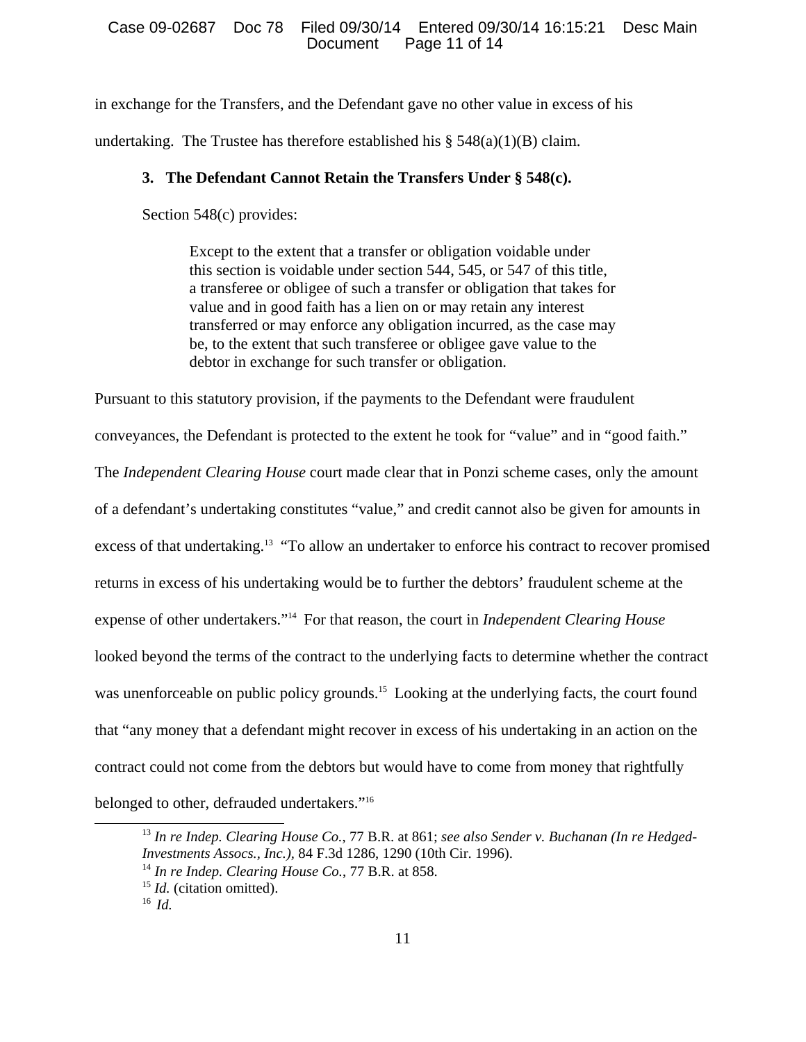in exchange for the Transfers, and the Defendant gave no other value in excess of his undertaking. The Trustee has therefore established his § 548(a)(1)(B) claim.

### 3. The Defendant Cannot Retain the Transfers Under § 548(c).

Section 548(c) provides:

> Except to the extent that a transfer or obligation voidable under this section is voidable under section 544, 545, or 547 of this title, a transferee or obligee of such a transfer or obligation that takes for value and in good faith has a lien on or may retain any interest transferred or may enforce any obligation incurred, as the case may be, to the extent that such transferee or obligee gave value to the debtor in exchange for such transfer or obligation.

Pursuant to this statutory provision, if the payments to the Defendant were fraudulent conveyances, the Defendant is protected to the extent he took for "value" and in "good faith." The *Independent Clearing House* court made clear that in Ponzi scheme cases, only the amount of a defendant's undertaking constitutes "value," and credit cannot also be given for amounts in excess of that undertaking.[13] "To allow an undertaker to enforce his contract to recover promised returns in excess of his undertaking would be to further the debtors' fraudulent scheme at the expense of other undertakers."[14] For that reason, the court in *Independent Clearing House* looked beyond the terms of the contract to the underlying facts to determine whether the contract was unenforceable on public policy grounds.[15] Looking at the underlying facts, the court found that "any money that a defendant might recover in excess of his undertaking in an action on the contract could not come from the debtors but would have to come from money that rightfully belonged to other, defrauded undertakers."[16]

---

[13] *In re Indep. Clearing House Co.*, 77 B.R. at 861; *see also Sender v. Buchanan (In re Hedged-Investments Assocs., Inc.)*, 84 F.3d 1286, 1290 (10th Cir. 1996).

[14] *In re Indep. Clearing House Co.*, 77 B.R. at 858.

[15] *Id.* (citation omitted).

[16] *Id.*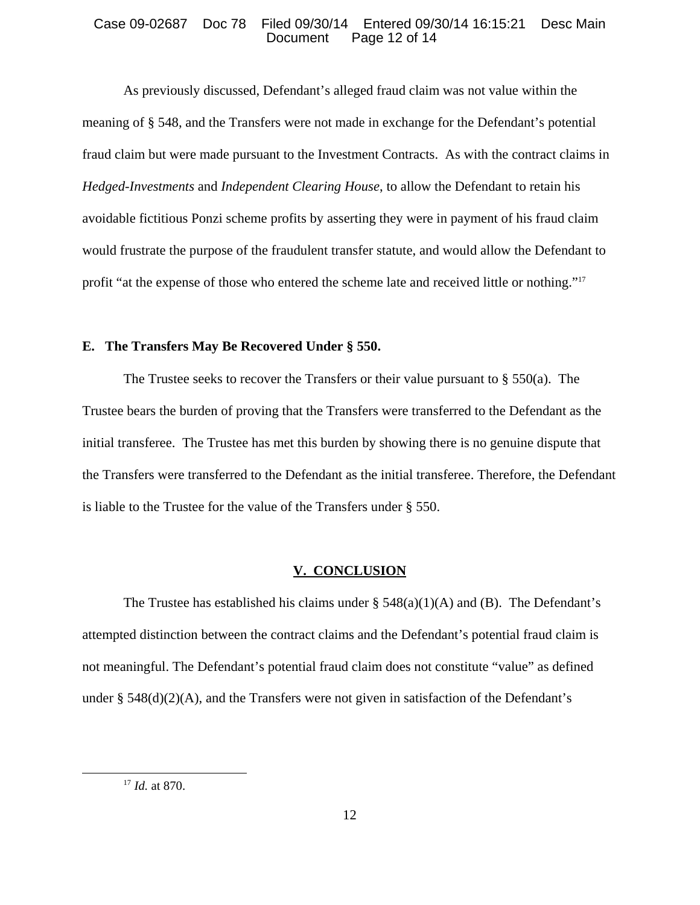As previously discussed, Defendant's alleged fraud claim was not value within the meaning of § 548, and the Transfers were not made in exchange for the Defendant's potential fraud claim but were made pursuant to the Investment Contracts. As with the contract claims in *Hedged-Investments* and *Independent Clearing House*, to allow the Defendant to retain his avoidable fictitious Ponzi scheme profits by asserting they were in payment of his fraud claim would frustrate the purpose of the fraudulent transfer statute, and would allow the Defendant to profit "at the expense of those who entered the scheme late and received little or nothing."[17]

### E. The Transfers May Be Recovered Under § 550.

The Trustee seeks to recover the Transfers or their value pursuant to § 550(a). The Trustee bears the burden of proving that the Transfers were transferred to the Defendant as the initial transferee. The Trustee has met this burden by showing there is no genuine dispute that the Transfers were transferred to the Defendant as the initial transferee. Therefore, the Defendant is liable to the Trustee for the value of the Transfers under § 550.

## V. CONCLUSION

The Trustee has established his claims under § 548(a)(1)(A) and (B). The Defendant's attempted distinction between the contract claims and the Defendant's potential fraud claim is not meaningful. The Defendant's potential fraud claim does not constitute "value" as defined under § 548(d)(2)(A), and the Transfers were not given in satisfaction of the Defendant's

---

[17] *Id.* at 870.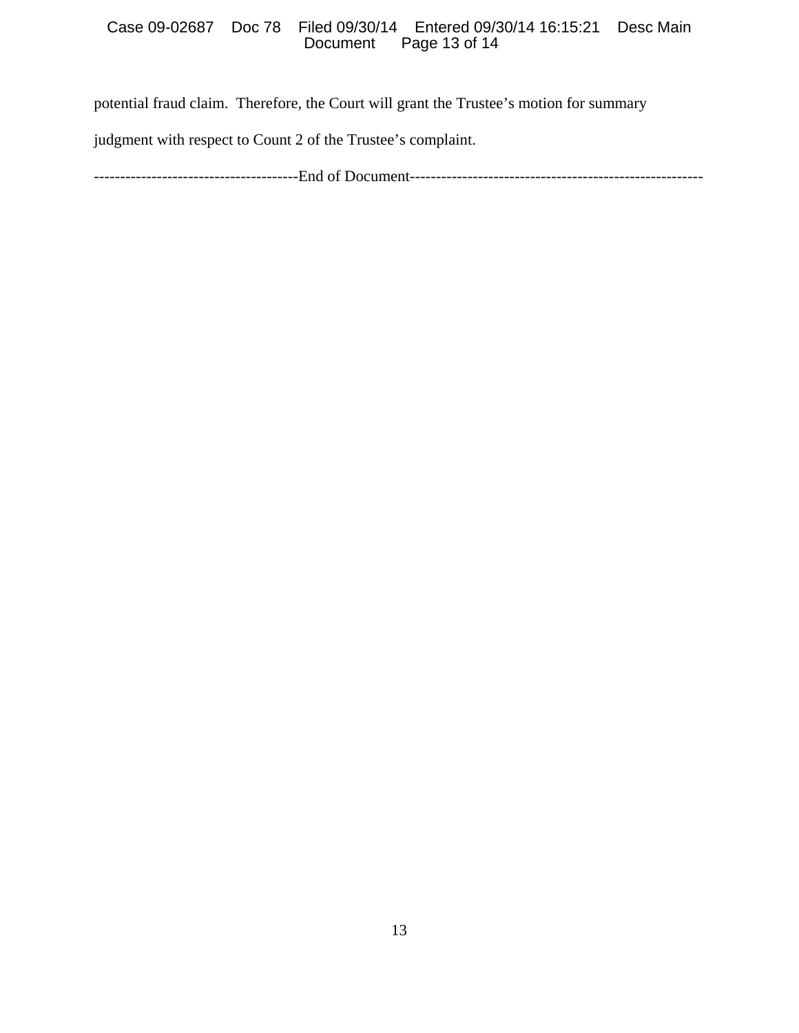potential fraud claim. Therefore, the Court will grant the Trustee's motion for summary judgment with respect to Count 2 of the Trustee's complaint.

---------------------------------------End of Document--------------------------------------------------------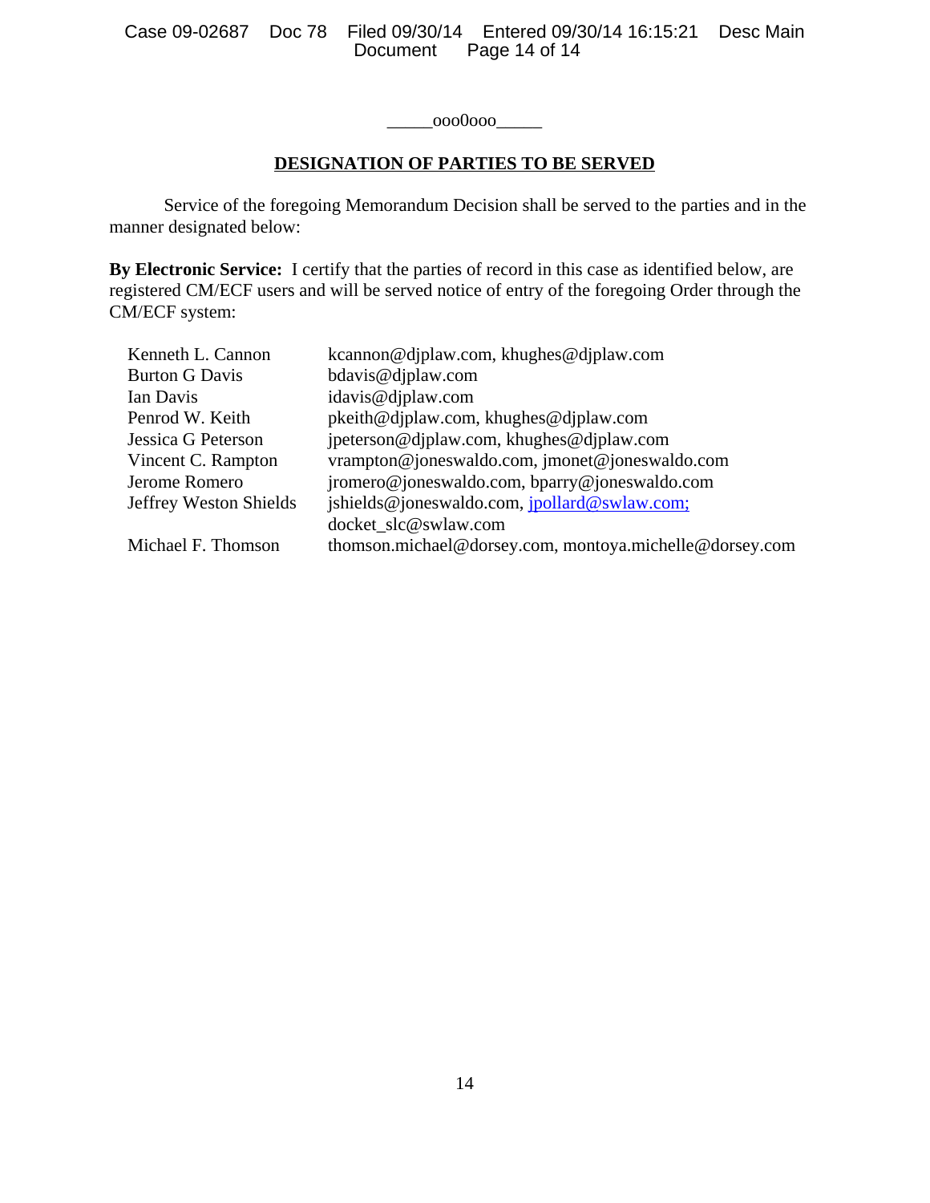_____ooo0ooo_____

**DESIGNATION OF PARTIES TO BE SERVED**

Service of the foregoing Memorandum Decision shall be served to the parties and in the manner designated below:

**By Electronic Service:** I certify that the parties of record in this case as identified below, are registered CM/ECF users and will be served notice of entry of the foregoing Order through the CM/ECF system:

| | |
|---|---|
| Kenneth L. Cannon | kcannon@djplaw.com, khughes@djplaw.com |
| Burton G Davis | bdavis@djplaw.com |
| Ian Davis | idavis@djplaw.com |
| Penrod W. Keith | pkeith@djplaw.com, khughes@djplaw.com |
| Jessica G Peterson | jpeterson@djplaw.com, khughes@djplaw.com |
| Vincent C. Rampton | vrampton@joneswaldo.com, jmonet@joneswaldo.com |
| Jerome Romero | jromero@joneswaldo.com, bparry@joneswaldo.com |
| Jeffrey Weston Shields | jshields@joneswaldo.com, jpollard@swlaw.com; docket_slc@swlaw.com |
| Michael F. Thomson | thomson.michael@dorsey.com, montoya.michelle@dorsey.com |